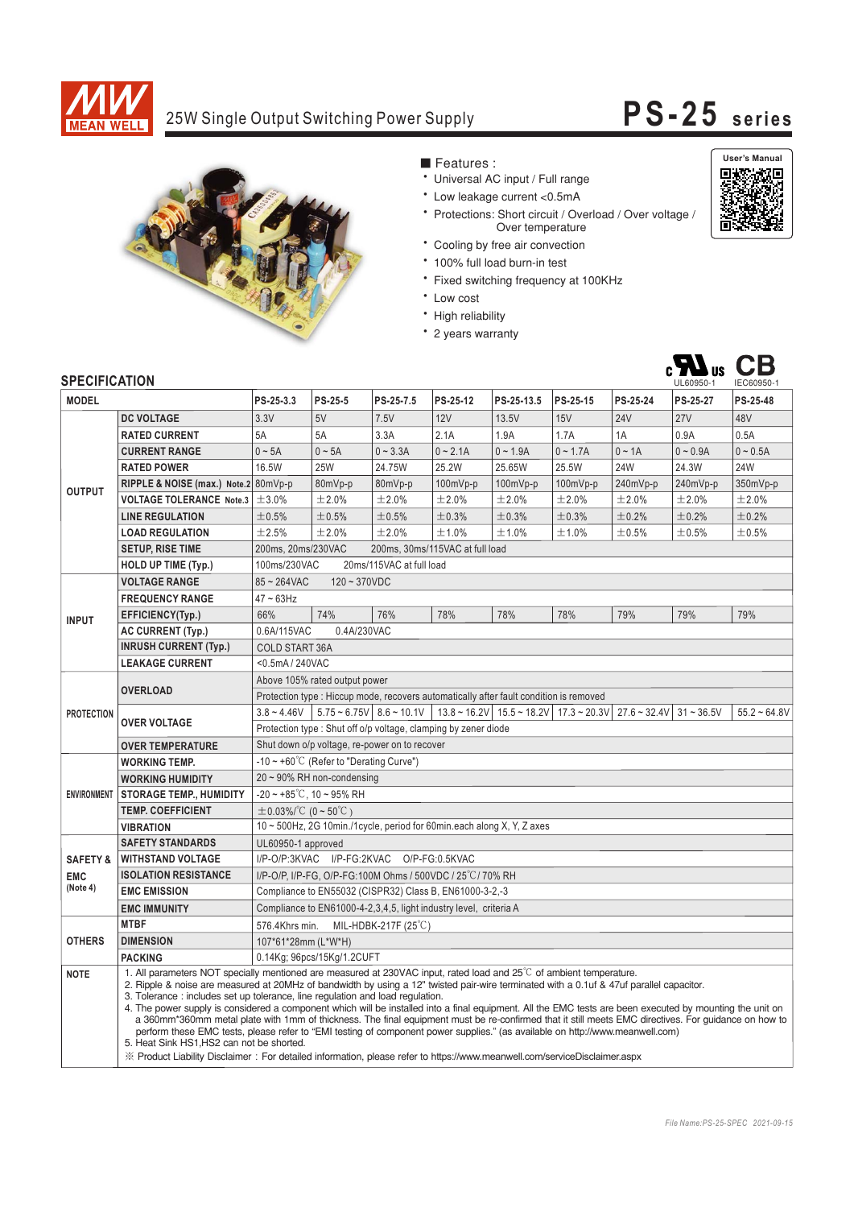# 25W Single Output Switching Power Supply

# PS-25 series

## Features :

- Universal AC input / Full range
- Low leakage current <0.5mA
- Protections: Short circuit / Overload / Over voltage / Over temperature
- Cooling by free air convection
- 100% full load burn-in test
- Fixed switching frequency at 100KHz
- Low cost
- High reliability
- 2 years warranty

User's Manual

UL60950-1 IEC60950-1

## SPECIFICATION

| MODEL | | PS-25-3.3 | PS-25-5 | PS-25-7.5 | PS-25-12 | PS-25-13.5 | PS-25-15 | PS-25-24 | PS-25-27 | PS-25-48 |
|---|---|---|---|---|---|---|---|---|---|---|
| OUTPUT | DC VOLTAGE | 3.3V | 5V | 7.5V | 12V | 13.5V | 15V | 24V | 27V | 48V |
| | RATED CURRENT | 5A | 5A | 3.3A | 2.1A | 1.9A | 1.7A | 1A | 0.9A | 0.5A |
| | CURRENT RANGE | 0 ~ 5A | 0 ~ 5A | 0 ~ 3.3A | 0 ~ 2.1A | 0 ~ 1.9A | 0 ~ 1.7A | 0 ~ 1A | 0 ~ 0.9A | 0 ~ 0.5A |
| | RATED POWER | 16.5W | 25W | 24.75W | 25.2W | 25.65W | 25.5W | 24W | 24.3W | 24W |
| | RIPPLE & NOISE (max.) Note.2 | 80mVp-p | 80mVp-p | 80mVp-p | 100mVp-p | 100mVp-p | 100mVp-p | 240mVp-p | 240mVp-p | 350mVp-p |
| | VOLTAGE TOLERANCE Note.3 | ±3.0% | ±2.0% | ±2.0% | ±2.0% | ±2.0% | ±2.0% | ±2.0% | ±2.0% | ±2.0% |
| | LINE REGULATION | ±0.5% | ±0.5% | ±0.5% | ±0.3% | ±0.3% | ±0.3% | ±0.2% | ±0.2% | ±0.2% |
| | LOAD REGULATION | ±2.5% | ±2.0% | ±2.0% | ±1.0% | ±1.0% | ±1.0% | ±0.5% | ±0.5% | ±0.5% |
| | SETUP, RISE TIME | 200ms, 20ms/230VAC 200ms, 30ms/115VAC at full load | | | | | | | | |
| | HOLD UP TIME (Typ.) | 100ms/230VAC 20ms/115VAC at full load | | | | | | | | |
| INPUT | VOLTAGE RANGE | 85 ~ 264VAC 120 ~ 370VDC | | | | | | | | |
| | FREQUENCY RANGE | 47 ~ 63Hz | | | | | | | | |
| | EFFICIENCY(Typ.) | 66% | 74% | 76% | 78% | 78% | 78% | 79% | 79% | 79% |
| | AC CURRENT (Typ.) | 0.6A/115VAC 0.4A/230VAC | | | | | | | | |
| | INRUSH CURRENT (Typ.) | COLD START 36A | | | | | | | | |
| | LEAKAGE CURRENT | <0.5mA / 240VAC | | | | | | | | |
| PROTECTION | OVERLOAD | Above 105% rated output power | | | | | | | | |
| | | Protection type : Hiccup mode, recovers automatically after fault condition is removed | | | | | | | | |
| | OVER VOLTAGE | 3.8 ~ 4.46V | 5.75 ~ 6.75V | 8.6 ~ 10.1V | 13.8 ~ 16.2V | 15.5 ~ 18.2V | 17.3 ~ 20.3V | 27.6 ~ 32.4V | 31 ~ 36.5V | 55.2 ~ 64.8V |
| | | Protection type : Shut off o/p voltage, clamping by zener diode | | | | | | | | |
| | OVER TEMPERATURE | Shut down o/p voltage, re-power on to recover | | | | | | | | |
| ENVIRONMENT | WORKING TEMP. | -10 ~ +60℃ (Refer to "Derating Curve") | | | | | | | | |
| | WORKING HUMIDITY | 20 ~ 90% RH non-condensing | | | | | | | | |
| | STORAGE TEMP., HUMIDITY | -20 ~ +85℃, 10 ~ 95% RH | | | | | | | | |
| | TEMP. COEFFICIENT | ±0.03%/℃ (0 ~ 50℃) | | | | | | | | |
| | VIBRATION | 10 ~ 500Hz, 2G 10min./1cycle, period for 60min.each along X, Y, Z axes | | | | | | | | |
| SAFETY & EMC (Note 4) | SAFETY STANDARDS | UL60950-1 approved | | | | | | | | |
| | WITHSTAND VOLTAGE | I/P-O/P:3KVAC I/P-FG:2KVAC O/P-FG:0.5KVAC | | | | | | | | |
| | ISOLATION RESISTANCE | I/P-O/P, I/P-FG, O/P-FG:100M Ohms / 500VDC / 25℃ / 70% RH | | | | | | | | |
| | EMC EMISSION | Compliance to EN55032 (CISPR32) Class B, EN61000-3-2,-3 | | | | | | | | |
| | EMC IMMUNITY | Compliance to EN61000-4-2,3,4,5, light industry level, criteria A | | | | | | | | |
| OTHERS | MTBF | 576.4Khrs min. MIL-HDBK-217F (25℃) | | | | | | | | |
| | DIMENSION | 107*61*28mm (L*W*H) | | | | | | | | |
| | PACKING | 0.14Kg; 96pcs/15Kg/1.2CUFT | | | | | | | | |

**NOTE**

1. All parameters NOT specially mentioned are measured at 230VAC input, rated load and 25℃ of ambient temperature.
2. Ripple & noise are measured at 20MHz of bandwidth by using a 12" twisted pair-wire terminated with a 0.1uf & 47uf parallel capacitor.
3. Tolerance : includes set up tolerance, line regulation and load regulation.
4. The power supply is considered a component which will be installed into a final equipment. All the EMC tests are been executed by mounting the unit on a 360mm*360mm metal plate with 1mm of thickness. The final equipment must be re-confirmed that it still meets EMC directives. For guidance on how to perform these EMC tests, please refer to "EMI testing of component power supplies." (as available on http://www.meanwell.com)
5. Heat Sink HS1,HS2 can not be shorted.

※ Product Liability Disclaimer : For detailed information, please refer to https://www.meanwell.com/serviceDisclaimer.aspx

File Name:PS-25-SPEC 2021-09-15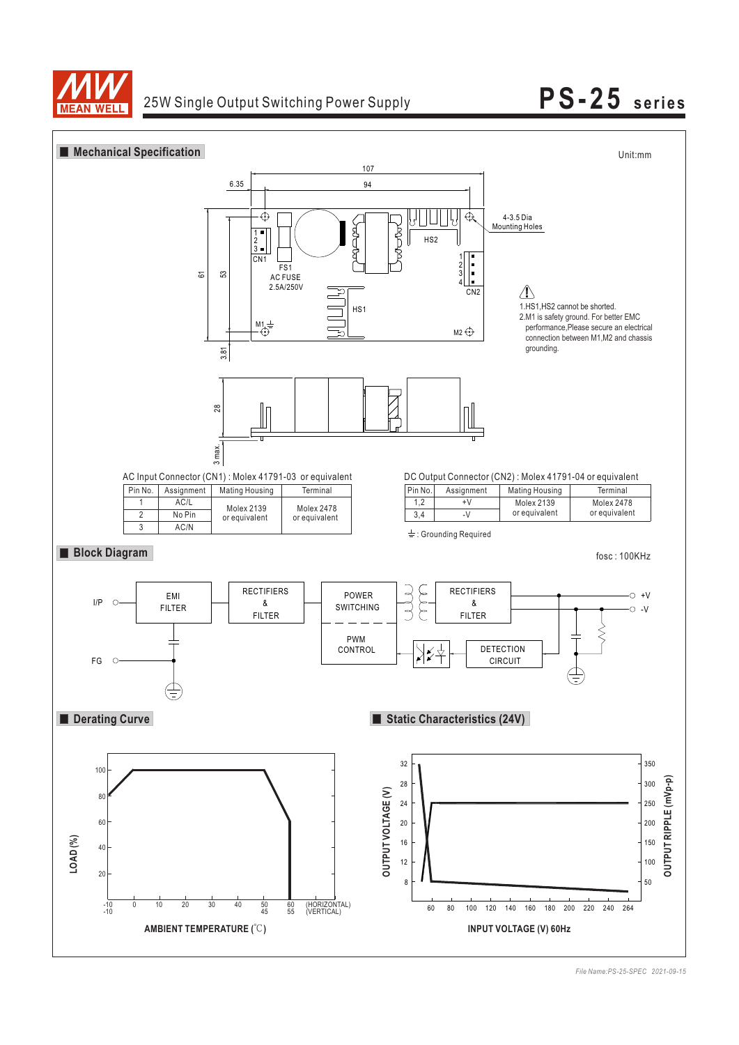# 25W Single Output Switching Power Supply — PS-25 series

## Mechanical Specification

Unit:mm

107

6.35

94

4-3.5 Dia Mounting Holes

HS2

CN1

FS1 AC FUSE 2.5A/250V

CN2

HS1

M1

M2

61

53

3.81

28

3 max.

1.HS1,HS2 cannot be shorted.
2.M1 is safety ground. For better EMC performance,Please secure an electrical connection between M1,M2 and chassis grounding.

AC Input Connector (CN1) : Molex 41791-03 or equivalent

| Pin No. | Assignment | Mating Housing | Terminal |
|---|---|---|---|
| 1 | AC/L | Molex 2139 or equivalent | Molex 2478 or equivalent |
| 2 | No Pin | | |
| 3 | AC/N | | |

DC Output Connector (CN2) : Molex 41791-04 or equivalent

| Pin No. | Assignment | Mating Housing | Terminal |
|---|---|---|---|
| 1,2 | +V | Molex 2139 or equivalent | Molex 2478 or equivalent |
| 3,4 | -V | | |

⏚ : Grounding Required

## Block Diagram

fosc : 100KHz

I/P

FG

EMI FILTER

RECTIFIERS & FILTER

POWER SWITCHING

PWM CONTROL

RECTIFIERS & FILTER

DETECTION CIRCUIT

+V

-V

## Derating Curve

LOAD (%)

100
80
60
40
20

-10 0 10 20 30 40 50 60 (HORIZONTAL)
-10 45 55 (VERTICAL)

AMBIENT TEMPERATURE (℃)

## Static Characteristics (24V)

OUTPUT VOLTAGE (V)

32
28
24
20
16
12
8

OUTPUT RIPPLE (mVp-p)

350
300
250
200
150
100
50

60 80 100 120 140 160 180 200 220 240 264

INPUT VOLTAGE (V) 60Hz

*File Name:PS-25-SPEC 2021-09-15*